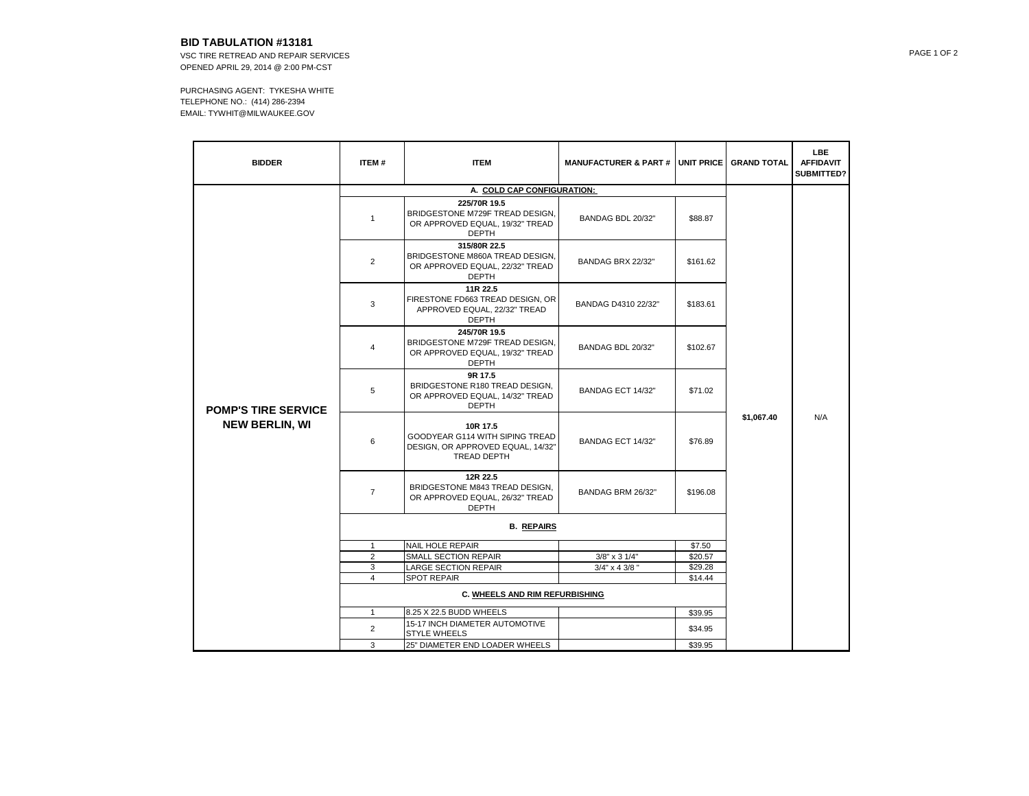**BID TABULATION #13181**

VSC TIRE RETREAD AND REPAIR SERVICES
OPENED APRIL 29, 2014 @ 2:00 PM-CST

PURCHASING AGENT: TYKESHA WHITE
TELEPHONE NO.: (414) 286-2394
EMAIL: TYWHIT@MILWAUKEE.GOV

| BIDDER | ITEM # | ITEM | MANUFACTURER & PART # | UNIT PRICE | GRAND TOTAL | LBE AFFIDAVIT SUBMITTED? |
|---|---|---|---|---|---|---|
| **POMP'S TIRE SERVICE NEW BERLIN, WI** | | **A. COLD CAP CONFIGURATION:** | | | **$1,067.40** | N/A |
| | 1 | **225/70R 19.5** BRIDGESTONE M729F TREAD DESIGN, OR APPROVED EQUAL, 19/32" TREAD DEPTH | BANDAG BDL 20/32" | $88.87 | | |
| | 2 | **315/80R 22.5** BRIDGESTONE M860A TREAD DESIGN, OR APPROVED EQUAL, 22/32" TREAD DEPTH | BANDAG BRX 22/32" | $161.62 | | |
| | 3 | **11R 22.5** FIRESTONE FD663 TREAD DESIGN, OR APPROVED EQUAL, 22/32" TREAD DEPTH | BANDAG D4310 22/32" | $183.61 | | |
| | 4 | **245/70R 19.5** BRIDGESTONE M729F TREAD DESIGN, OR APPROVED EQUAL, 19/32" TREAD DEPTH | BANDAG BDL 20/32" | $102.67 | | |
| | 5 | **9R 17.5** BRIDGESTONE R180 TREAD DESIGN, OR APPROVED EQUAL, 14/32" TREAD DEPTH | BANDAG ECT 14/32" | $71.02 | | |
| | 6 | **10R 17.5** GOODYEAR G114 WITH SIPING TREAD DESIGN, OR APPROVED EQUAL, 14/32" TREAD DEPTH | BANDAG ECT 14/32" | $76.89 | | |
| | 7 | **12R 22.5** BRIDGESTONE M843 TREAD DESIGN, OR APPROVED EQUAL, 26/32" TREAD DEPTH | BANDAG BRM 26/32" | $196.08 | | |
| | | **B. REPAIRS** | | | | |
| | 1 | NAIL HOLE REPAIR | | $7.50 | | |
| | 2 | SMALL SECTION REPAIR | 3/8" x 3 1/4" | $20.57 | | |
| | 3 | LARGE SECTION REPAIR | 3/4" x 4 3/8 " | $29.28 | | |
| | 4 | SPOT REPAIR | | $14.44 | | |
| | | **C. WHEELS AND RIM REFURBISHING** | | | | |
| | 1 | 8.25 X 22.5 BUDD WHEELS | | $39.95 | | |
| | 2 | 15-17 INCH DIAMETER AUTOMOTIVE STYLE WHEELS | | $34.95 | | |
| | 3 | 25" DIAMETER END LOADER WHEELS | | $39.95 | | |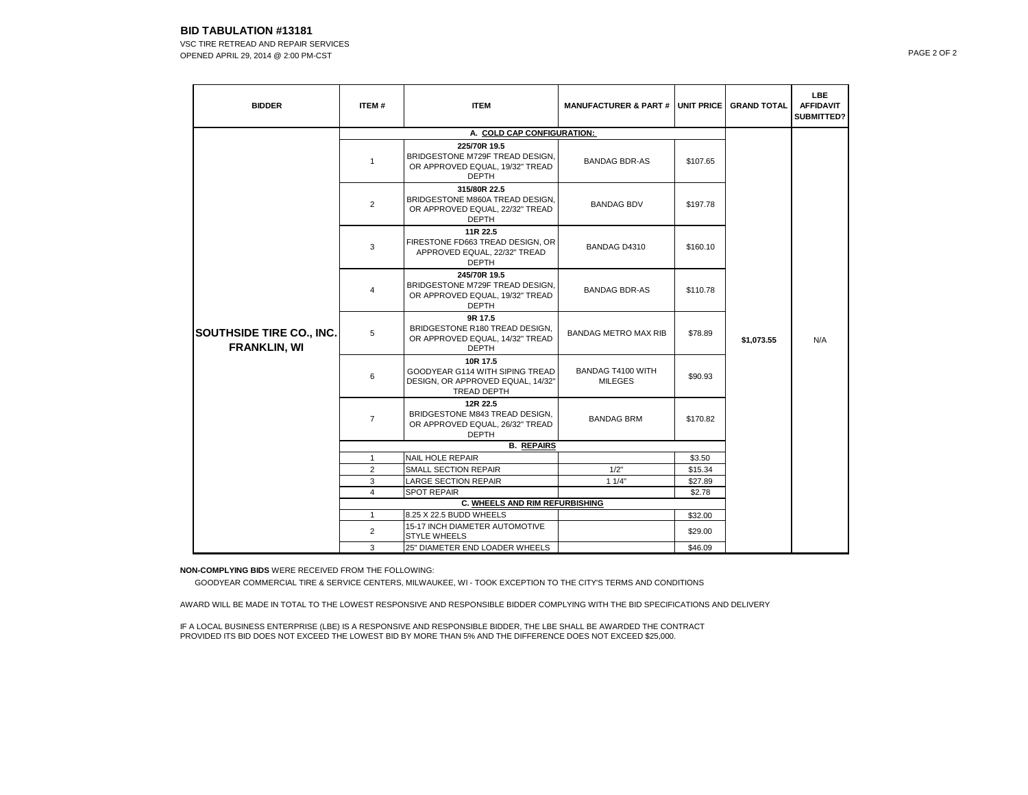**BID TABULATION #13181**

VSC TIRE RETREAD AND REPAIR SERVICES

OPENED APRIL 29, 2014 @ 2:00 PM-CST

| BIDDER | ITEM # | ITEM | MANUFACTURER & PART # | UNIT PRICE | GRAND TOTAL | LBE AFFIDAVIT SUBMITTED? |
|---|---|---|---|---|---|---|
| **SOUTHSIDE TIRE CO., INC. FRANKLIN, WI** | | **A. COLD CAP CONFIGURATION:** | | | **$1,073.55** | N/A |
| | 1 | **225/70R 19.5** BRIDGESTONE M729F TREAD DESIGN, OR APPROVED EQUAL, 19/32" TREAD DEPTH | BANDAG BDR-AS | $107.65 | | |
| | 2 | **315/80R 22.5** BRIDGESTONE M860A TREAD DESIGN, OR APPROVED EQUAL, 22/32" TREAD DEPTH | BANDAG BDV | $197.78 | | |
| | 3 | **11R 22.5** FIRESTONE FD663 TREAD DESIGN, OR APPROVED EQUAL, 22/32" TREAD DEPTH | BANDAG D4310 | $160.10 | | |
| | 4 | **245/70R 19.5** BRIDGESTONE M729F TREAD DESIGN, OR APPROVED EQUAL, 19/32" TREAD DEPTH | BANDAG BDR-AS | $110.78 | | |
| | 5 | **9R 17.5** BRIDGESTONE R180 TREAD DESIGN, OR APPROVED EQUAL, 14/32" TREAD DEPTH | BANDAG METRO MAX RIB | $78.89 | | |
| | 6 | **10R 17.5** GOODYEAR G114 WITH SIPING TREAD DESIGN, OR APPROVED EQUAL, 14/32" TREAD DEPTH | BANDAG T4100 WITH MILEGES | $90.93 | | |
| | 7 | **12R 22.5** BRIDGESTONE M843 TREAD DESIGN, OR APPROVED EQUAL, 26/32" TREAD DEPTH | BANDAG BRM | $170.82 | | |
| | | **B. REPAIRS** | | | | |
| | 1 | NAIL HOLE REPAIR | | $3.50 | | |
| | 2 | SMALL SECTION REPAIR | 1/2" | $15.34 | | |
| | 3 | LARGE SECTION REPAIR | 1 1/4" | $27.89 | | |
| | 4 | SPOT REPAIR | | $2.78 | | |
| | | **C. WHEELS AND RIM REFURBISHING** | | | | |
| | 1 | 8.25 X 22.5 BUDD WHEELS | | $32.00 | | |
| | 2 | 15-17 INCH DIAMETER AUTOMOTIVE STYLE WHEELS | | $29.00 | | |
| | 3 | 25" DIAMETER END LOADER WHEELS | | $46.09 | | |

**NON-COMPLYING BIDS** WERE RECEIVED FROM THE FOLLOWING:

GOODYEAR COMMERCIAL TIRE & SERVICE CENTERS, MILWAUKEE, WI - TOOK EXCEPTION TO THE CITY'S TERMS AND CONDITIONS

AWARD WILL BE MADE IN TOTAL TO THE LOWEST RESPONSIVE AND RESPONSIBLE BIDDER COMPLYING WITH THE BID SPECIFICATIONS AND DELIVERY

IF A LOCAL BUSINESS ENTERPRISE (LBE) IS A RESPONSIVE AND RESPONSIBLE BIDDER, THE LBE SHALL BE AWARDED THE CONTRACT PROVIDED ITS BID DOES NOT EXCEED THE LOWEST BID BY MORE THAN 5% AND THE DIFFERENCE DOES NOT EXCEED $25,000.